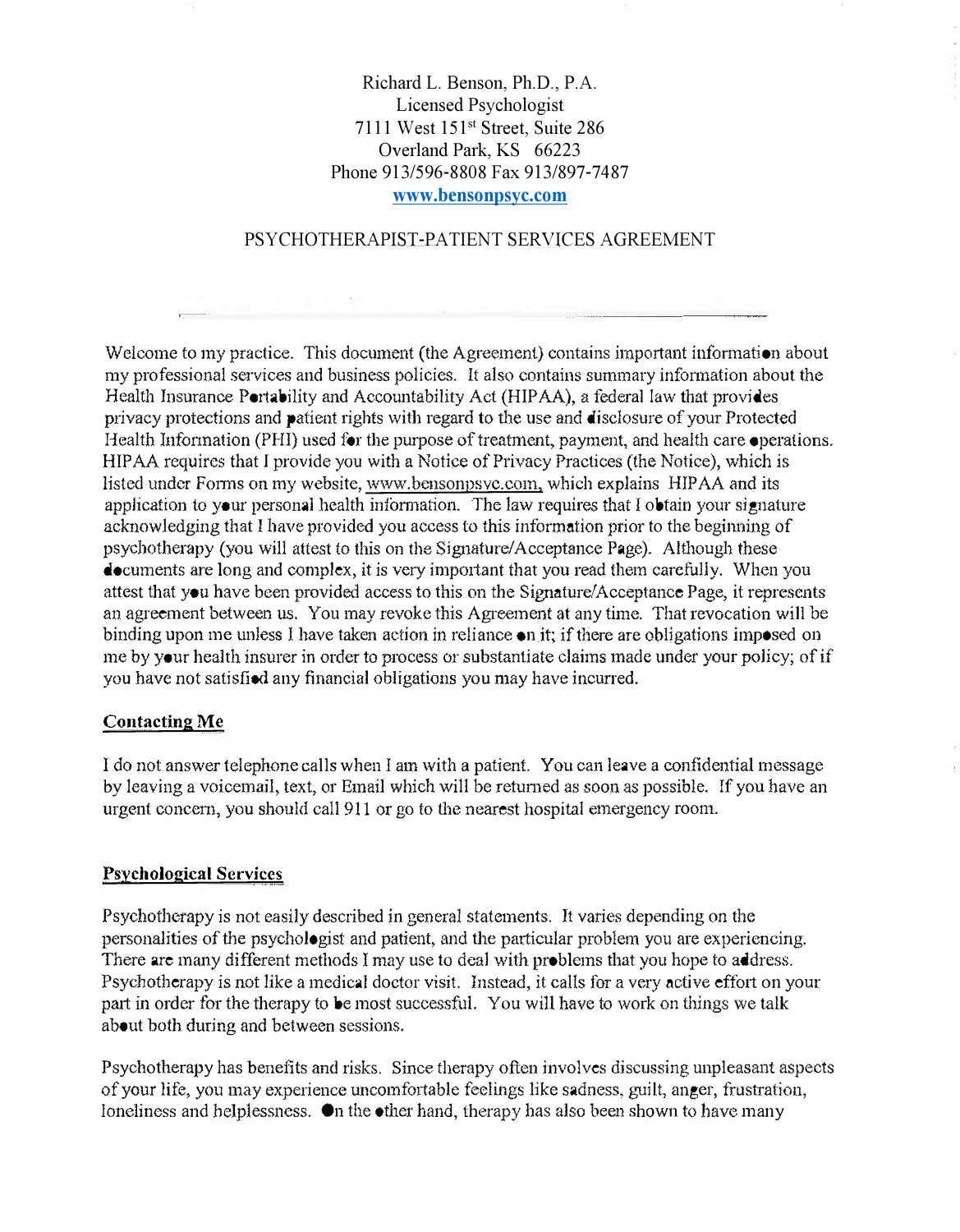Richard L. Benson, Ph.D., P.A.
Licensed Psychologist
7111 West 151st Street, Suite 286
Overland Park, KS 66223
Phone 913/596-8808 Fax 913/897-7487
**www.bensonpsyc.com**

# PSYCHOTHERAPIST-PATIENT SERVICES AGREEMENT

Welcome to my practice. This document (the Agreement) contains important information about my professional services and business policies. It also contains summary information about the Health Insurance Portability and Accountability Act (HIPAA), a federal law that provides privacy protections and patient rights with regard to the use and disclosure of your Protected Health Information (PHI) used for the purpose of treatment, payment, and health care operations. HIPAA requires that I provide you with a Notice of Privacy Practices (the Notice), which is listed under Forms on my website, www.bensonpsyc.com, which explains HIPAA and its application to your personal health information. The law requires that I obtain your signature acknowledging that I have provided you access to this information prior to the beginning of psychotherapy (you will attest to this on the Signature/Acceptance Page). Although these documents are long and complex, it is very important that you read them carefully. When you attest that you have been provided access to this on the Signature/Acceptance Page, it represents an agreement between us. You may revoke this Agreement at any time. That revocation will be binding upon me unless I have taken action in reliance on it; if there are obligations imposed on me by your health insurer in order to process or substantiate claims made under your policy; of if you have not satisfied any financial obligations you may have incurred.

## Contacting Me

I do not answer telephone calls when I am with a patient. You can leave a confidential message by leaving a voicemail, text, or Email which will be returned as soon as possible. If you have an urgent concern, you should call 911 or go to the nearest hospital emergency room.

## Psychological Services

Psychotherapy is not easily described in general statements. It varies depending on the personalities of the psychologist and patient, and the particular problem you are experiencing. There are many different methods I may use to deal with problems that you hope to address. Psychotherapy is not like a medical doctor visit. Instead, it calls for a very active effort on your part in order for the therapy to be most successful. You will have to work on things we talk about both during and between sessions.

Psychotherapy has benefits and risks. Since therapy often involves discussing unpleasant aspects of your life, you may experience uncomfortable feelings like sadness, guilt, anger, frustration, loneliness and helplessness. On the other hand, therapy has also been shown to have many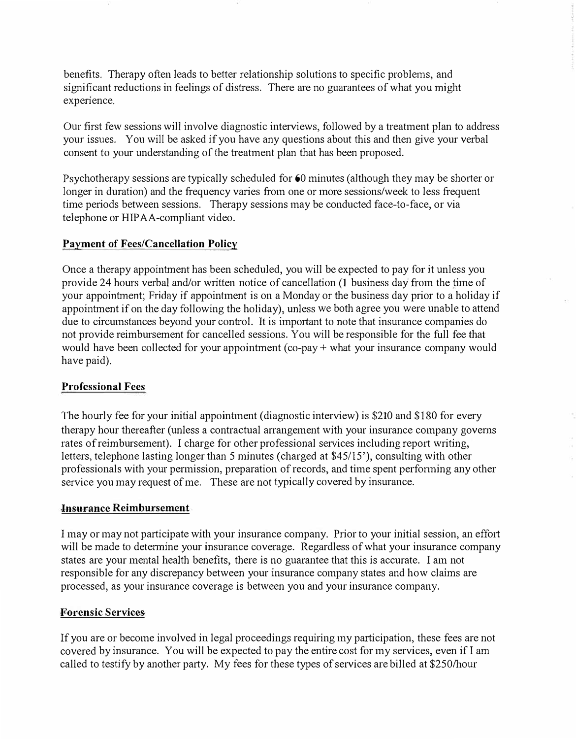benefits. Therapy often leads to better relationship solutions to specific problems, and significant reductions in feelings of distress. There are no guarantees of what you might experience.

Our first few sessions will involve diagnostic interviews, followed by a treatment plan to address your issues. You will be asked if you have any questions about this and then give your verbal consent to your understanding of the treatment plan that has been proposed.

Psychotherapy sessions are typically scheduled for 60 minutes (although they may be shorter or longer in duration) and the frequency varies from one or more sessions/week to less frequent time periods between sessions. Therapy sessions may be conducted face-to-face, or via telephone or HIPAA-compliant video.

## Payment of Fees/Cancellation Policy

Once a therapy appointment has been scheduled, you will be expected to pay for it unless you provide 24 hours verbal and/or written notice of cancellation (1 business day from the time of your appointment; Friday if appointment is on a Monday or the business day prior to a holiday if appointment if on the day following the holiday), unless we both agree you were unable to attend due to circumstances beyond your control. It is important to note that insurance companies do not provide reimbursement for cancelled sessions. You will be responsible for the full fee that would have been collected for your appointment (co-pay + what your insurance company would have paid).

## Professional Fees

The hourly fee for your initial appointment (diagnostic interview) is $210 and $180 for every therapy hour thereafter (unless a contractual arrangement with your insurance company governs rates of reimbursement). I charge for other professional services including report writing, letters, telephone lasting longer than 5 minutes (charged at $45/15'), consulting with other professionals with your permission, preparation of records, and time spent performing any other service you may request of me. These are not typically covered by insurance.

## Insurance Reimbursement

I may or may not participate with your insurance company. Prior to your initial session, an effort will be made to determine your insurance coverage. Regardless of what your insurance company states are your mental health benefits, there is no guarantee that this is accurate. I am not responsible for any discrepancy between your insurance company states and how claims are processed, as your insurance coverage is between you and your insurance company.

## Forensic Services

If you are or become involved in legal proceedings requiring my participation, these fees are not covered by insurance. You will be expected to pay the entire cost for my services, even if I am called to testify by another party. My fees for these types of services are billed at $250/hour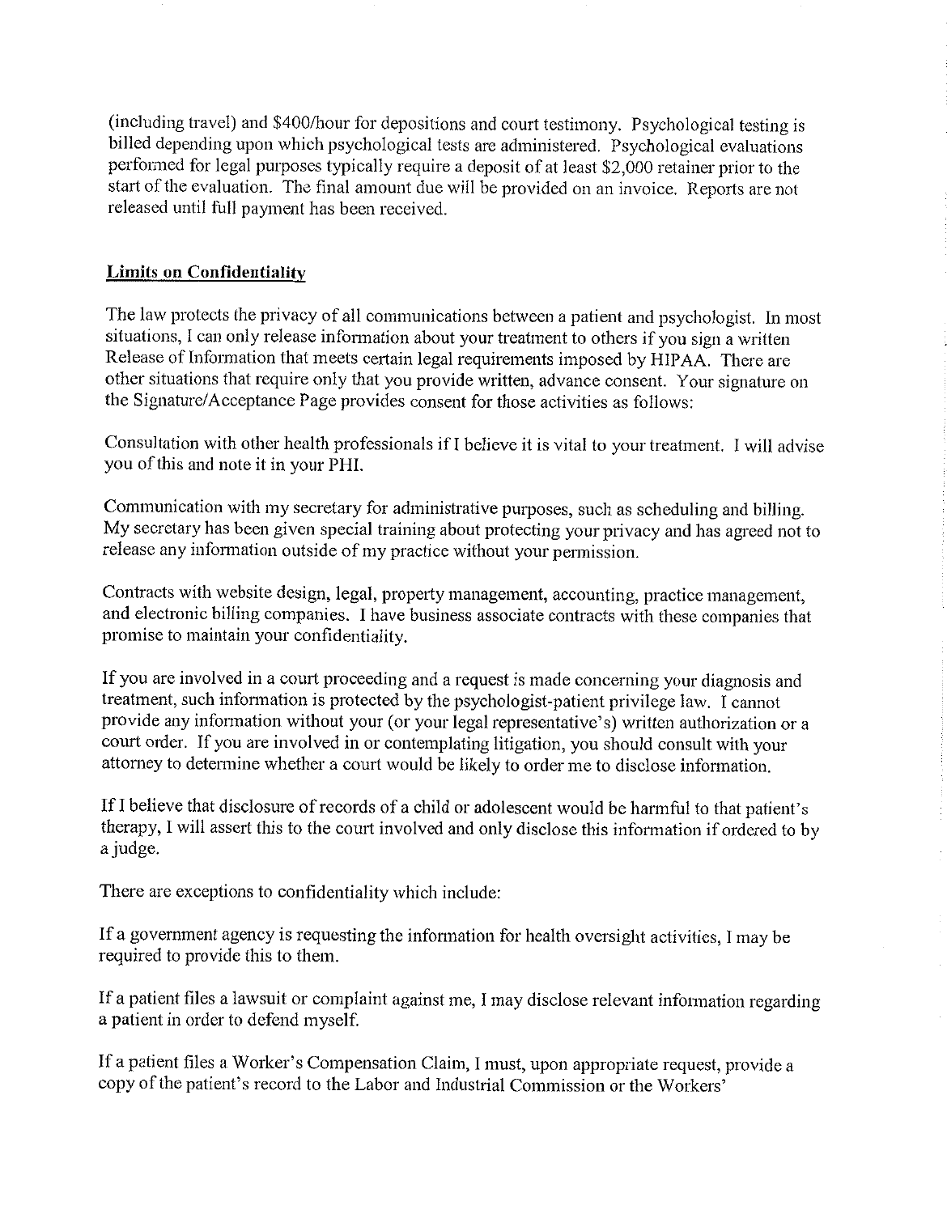(including travel) and $400/hour for depositions and court testimony. Psychological testing is billed depending upon which psychological tests are administered. Psychological evaluations performed for legal purposes typically require a deposit of at least $2,000 retainer prior to the start of the evaluation. The final amount due will be provided on an invoice. Reports are not released until full payment has been received.

**Limits on Confidentiality**

The law protects the privacy of all communications between a patient and psychologist. In most situations, I can only release information about your treatment to others if you sign a written Release of Information that meets certain legal requirements imposed by HIPAA. There are other situations that require only that you provide written, advance consent. Your signature on the Signature/Acceptance Page provides consent for those activities as follows:

Consultation with other health professionals if I believe it is vital to your treatment. I will advise you of this and note it in your PHI.

Communication with my secretary for administrative purposes, such as scheduling and billing. My secretary has been given special training about protecting your privacy and has agreed not to release any information outside of my practice without your permission.

Contracts with website design, legal, property management, accounting, practice management, and electronic billing companies. I have business associate contracts with these companies that promise to maintain your confidentiality.

If you are involved in a court proceeding and a request is made concerning your diagnosis and treatment, such information is protected by the psychologist-patient privilege law. I cannot provide any information without your (or your legal representative's) written authorization or a court order. If you are involved in or contemplating litigation, you should consult with your attorney to determine whether a court would be likely to order me to disclose information.

If I believe that disclosure of records of a child or adolescent would be harmful to that patient's therapy, I will assert this to the court involved and only disclose this information if ordered to by a judge.

There are exceptions to confidentiality which include:

If a government agency is requesting the information for health oversight activities, I may be required to provide this to them.

If a patient files a lawsuit or complaint against me, I may disclose relevant information regarding a patient in order to defend myself.

If a patient files a Worker's Compensation Claim, I must, upon appropriate request, provide a copy of the patient's record to the Labor and Industrial Commission or the Workers'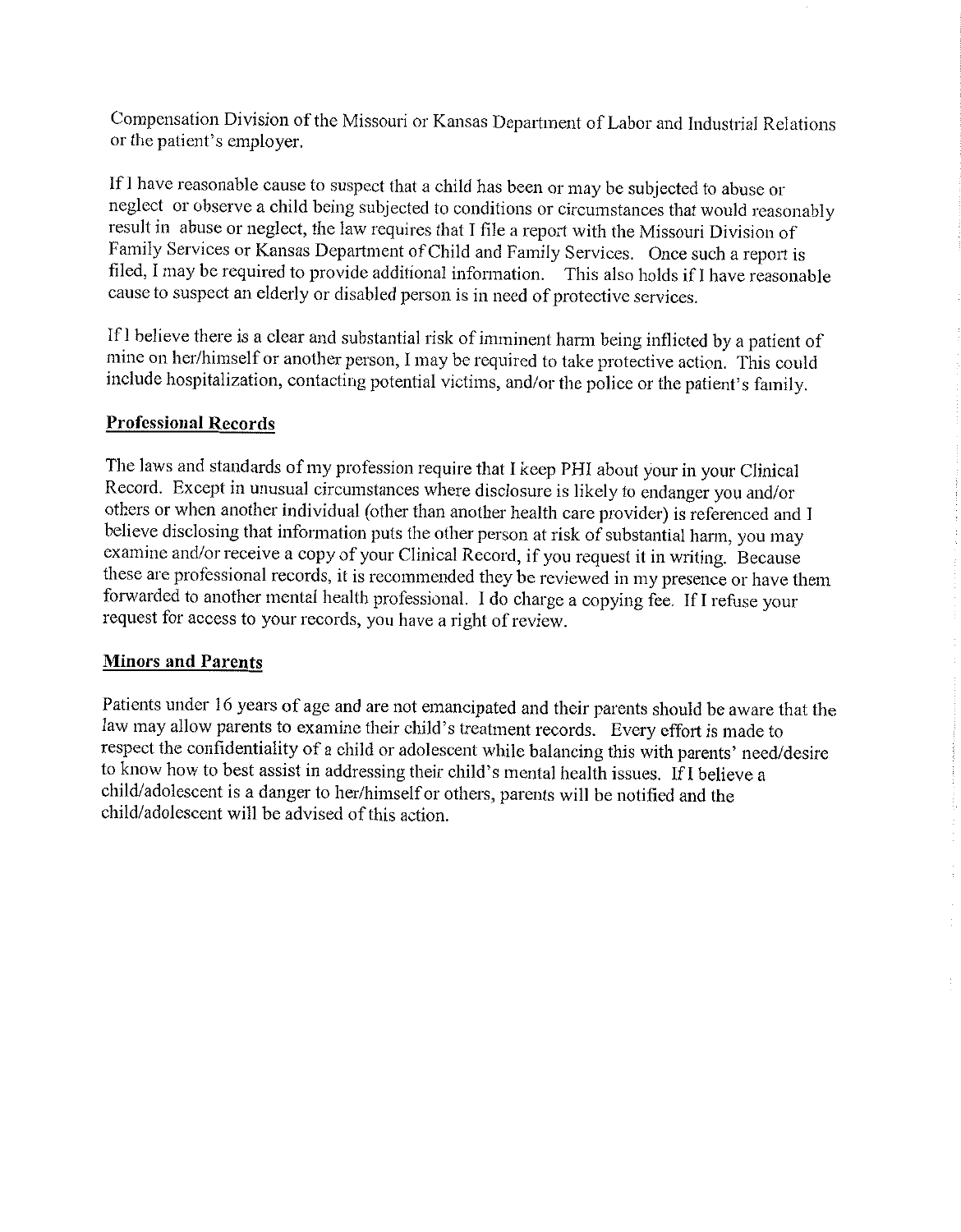Compensation Division of the Missouri or Kansas Department of Labor and Industrial Relations or the patient's employer.

If I have reasonable cause to suspect that a child has been or may be subjected to abuse or neglect or observe a child being subjected to conditions or circumstances that would reasonably result in abuse or neglect, the law requires that I file a report with the Missouri Division of Family Services or Kansas Department of Child and Family Services. Once such a report is filed, I may be required to provide additional information. This also holds if I have reasonable cause to suspect an elderly or disabled person is in need of protective services.

If I believe there is a clear and substantial risk of imminent harm being inflicted by a patient of mine on her/himself or another person, I may be required to take protective action. This could include hospitalization, contacting potential victims, and/or the police or the patient's family.

## Professional Records

The laws and standards of my profession require that I keep PHI about your in your Clinical Record. Except in unusual circumstances where disclosure is likely to endanger you and/or others or when another individual (other than another health care provider) is referenced and I believe disclosing that information puts the other person at risk of substantial harm, you may examine and/or receive a copy of your Clinical Record, if you request it in writing. Because these are professional records, it is recommended they be reviewed in my presence or have them forwarded to another mental health professional. I do charge a copying fee. If I refuse your request for access to your records, you have a right of review.

## Minors and Parents

Patients under 16 years of age and are not emancipated and their parents should be aware that the law may allow parents to examine their child's treatment records. Every effort is made to respect the confidentiality of a child or adolescent while balancing this with parents' need/desire to know how to best assist in addressing their child's mental health issues. If I believe a child/adolescent is a danger to her/himself or others, parents will be notified and the child/adolescent will be advised of this action.